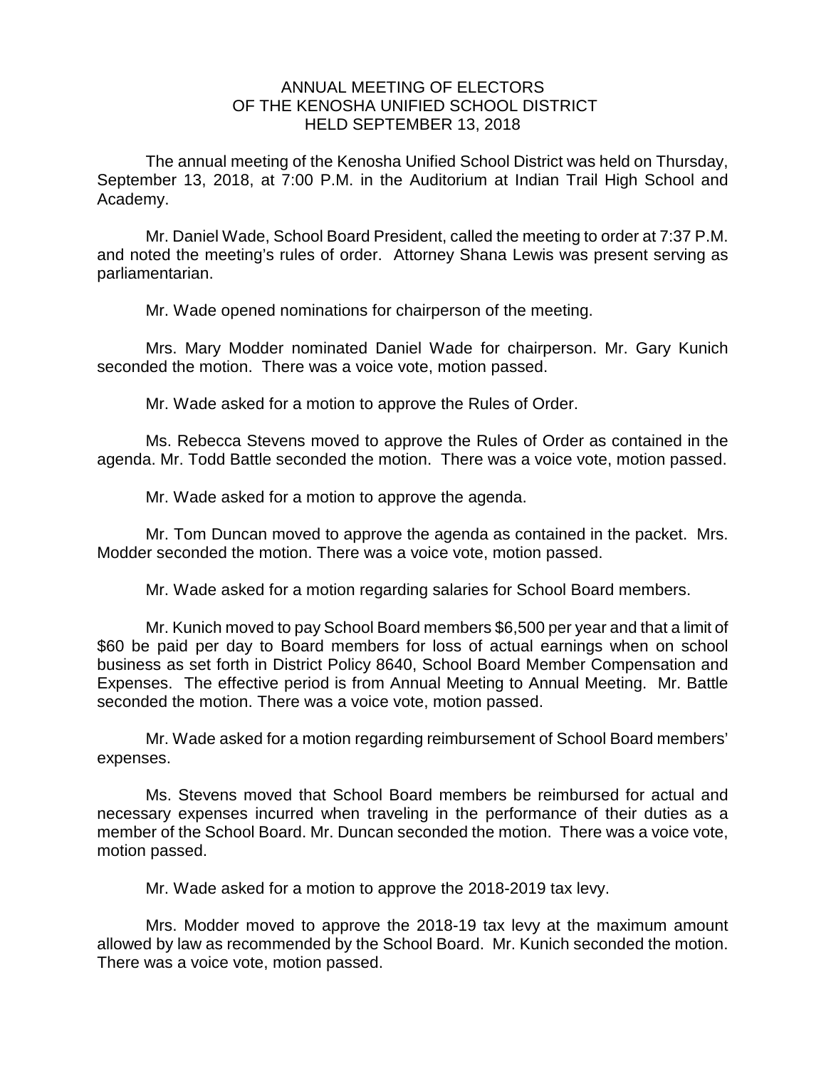# ANNUAL MEETING OF ELECTORS OF THE KENOSHA UNIFIED SCHOOL DISTRICT HELD SEPTEMBER 13, 2018

The annual meeting of the Kenosha Unified School District was held on Thursday, September 13, 2018, at 7:00 P.M. in the Auditorium at Indian Trail High School and Academy.

Mr. Daniel Wade, School Board President, called the meeting to order at 7:37 P.M. and noted the meeting's rules of order. Attorney Shana Lewis was present serving as parliamentarian.

Mr. Wade opened nominations for chairperson of the meeting.

Mrs. Mary Modder nominated Daniel Wade for chairperson. Mr. Gary Kunich seconded the motion. There was a voice vote, motion passed.

Mr. Wade asked for a motion to approve the Rules of Order.

Ms. Rebecca Stevens moved to approve the Rules of Order as contained in the agenda. Mr. Todd Battle seconded the motion. There was a voice vote, motion passed.

Mr. Wade asked for a motion to approve the agenda.

Mr. Tom Duncan moved to approve the agenda as contained in the packet. Mrs. Modder seconded the motion. There was a voice vote, motion passed.

Mr. Wade asked for a motion regarding salaries for School Board members.

Mr. Kunich moved to pay School Board members $6,500 per year and that a limit of $60 be paid per day to Board members for loss of actual earnings when on school business as set forth in District Policy 8640, School Board Member Compensation and Expenses. The effective period is from Annual Meeting to Annual Meeting. Mr. Battle seconded the motion. There was a voice vote, motion passed.

Mr. Wade asked for a motion regarding reimbursement of School Board members' expenses.

Ms. Stevens moved that School Board members be reimbursed for actual and necessary expenses incurred when traveling in the performance of their duties as a member of the School Board. Mr. Duncan seconded the motion. There was a voice vote, motion passed.

Mr. Wade asked for a motion to approve the 2018-2019 tax levy.

Mrs. Modder moved to approve the 2018-19 tax levy at the maximum amount allowed by law as recommended by the School Board. Mr. Kunich seconded the motion. There was a voice vote, motion passed.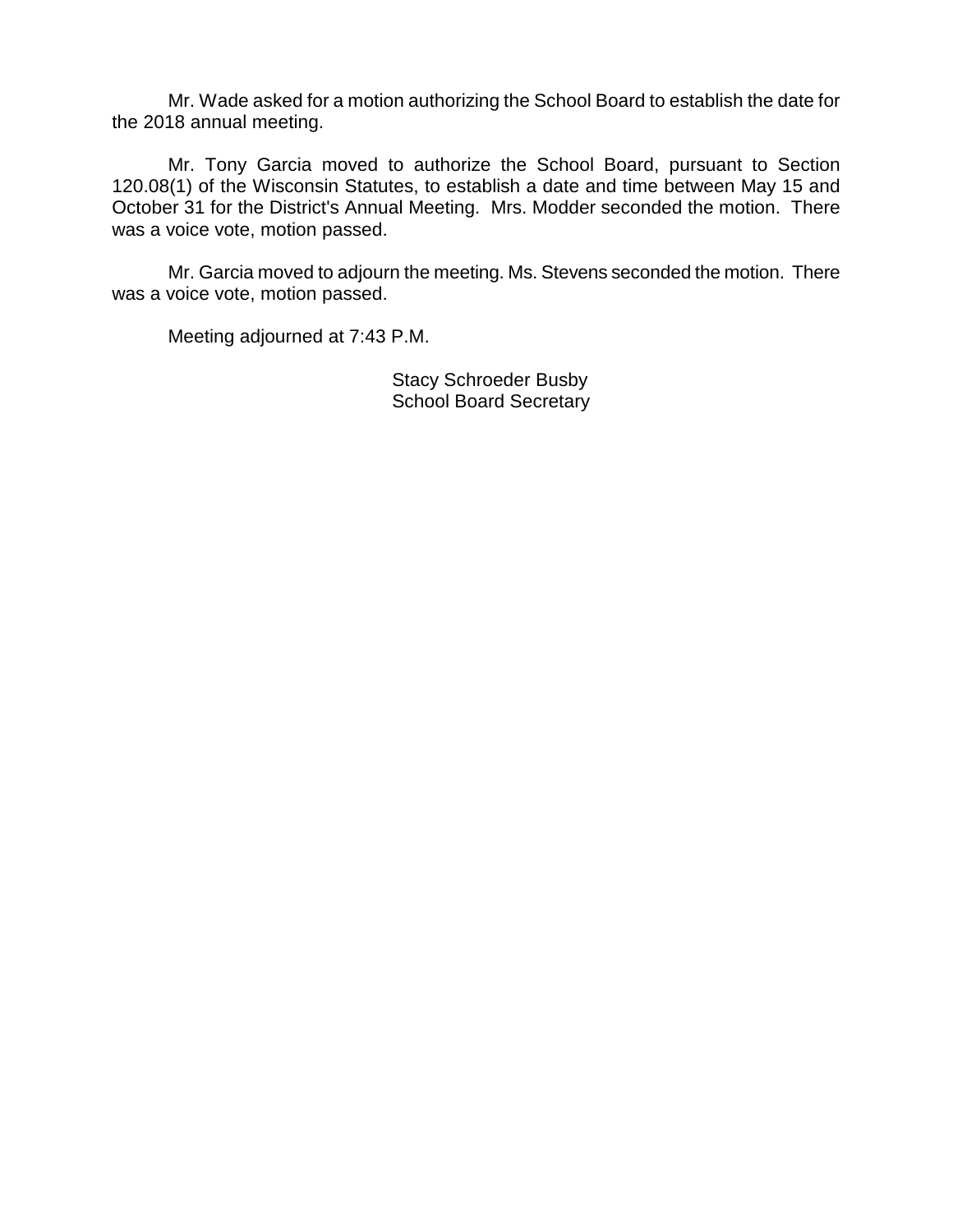Mr. Wade asked for a motion authorizing the School Board to establish the date for the 2018 annual meeting.

Mr. Tony Garcia moved to authorize the School Board, pursuant to Section 120.08(1) of the Wisconsin Statutes, to establish a date and time between May 15 and October 31 for the District's Annual Meeting. Mrs. Modder seconded the motion. There was a voice vote, motion passed.

Mr. Garcia moved to adjourn the meeting. Ms. Stevens seconded the motion. There was a voice vote, motion passed.

Meeting adjourned at 7:43 P.M.

Stacy Schroeder Busby
School Board Secretary